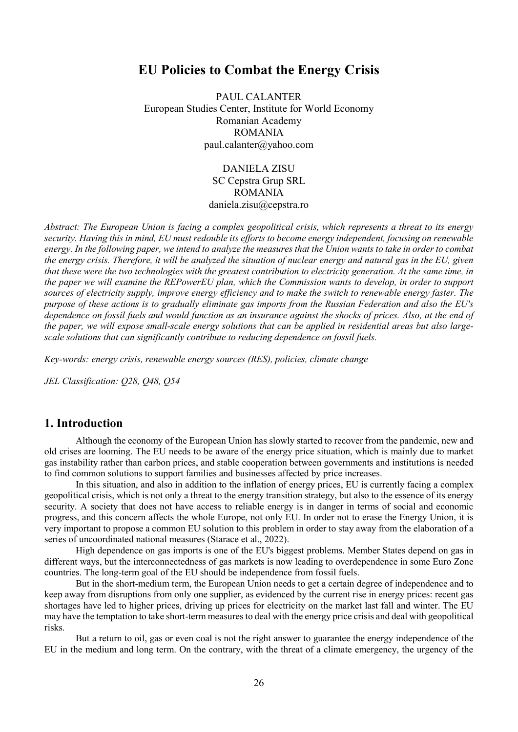# EU Policies to Combat the Energy Crisis

PAUL CALANTER
European Studies Center, Institute for World Economy
Romanian Academy
ROMANIA
paul.calanter@yahoo.com

DANIELA ZISU
SC Cepstra Grup SRL
ROMANIA
daniela.zisu@cepstra.ro

*Abstract: The European Union is facing a complex geopolitical crisis, which represents a threat to its energy security. Having this in mind, EU must redouble its efforts to become energy independent, focusing on renewable energy. In the following paper, we intend to analyze the measures that the Union wants to take in order to combat the energy crisis. Therefore, it will be analyzed the situation of nuclear energy and natural gas in the EU, given that these were the two technologies with the greatest contribution to electricity generation. At the same time, in the paper we will examine the REPowerEU plan, which the Commission wants to develop, in order to support sources of electricity supply, improve energy efficiency and to make the switch to renewable energy faster. The purpose of these actions is to gradually eliminate gas imports from the Russian Federation and also the EU's dependence on fossil fuels and would function as an insurance against the shocks of prices. Also, at the end of the paper, we will expose small-scale energy solutions that can be applied in residential areas but also large-scale solutions that can significantly contribute to reducing dependence on fossil fuels.*

*Key-words: energy crisis, renewable energy sources (RES), policies, climate change*

*JEL Classification: Q28, Q48, Q54*

## 1. Introduction

Although the economy of the European Union has slowly started to recover from the pandemic, new and old crises are looming. The EU needs to be aware of the energy price situation, which is mainly due to market gas instability rather than carbon prices, and stable cooperation between governments and institutions is needed to find common solutions to support families and businesses affected by price increases.

In this situation, and also in addition to the inflation of energy prices, EU is currently facing a complex geopolitical crisis, which is not only a threat to the energy transition strategy, but also to the essence of its energy security. A society that does not have access to reliable energy is in danger in terms of social and economic progress, and this concern affects the whole Europe, not only EU. In order not to erase the Energy Union, it is very important to propose a common EU solution to this problem in order to stay away from the elaboration of a series of uncoordinated national measures (Starace et al., 2022).

High dependence on gas imports is one of the EU's biggest problems. Member States depend on gas in different ways, but the interconnectedness of gas markets is now leading to overdependence in some Euro Zone countries. The long-term goal of the EU should be independence from fossil fuels.

But in the short-medium term, the European Union needs to get a certain degree of independence and to keep away from disruptions from only one supplier, as evidenced by the current rise in energy prices: recent gas shortages have led to higher prices, driving up prices for electricity on the market last fall and winter. The EU may have the temptation to take short-term measures to deal with the energy price crisis and deal with geopolitical risks.

But a return to oil, gas or even coal is not the right answer to guarantee the energy independence of the EU in the medium and long term. On the contrary, with the threat of a climate emergency, the urgency of the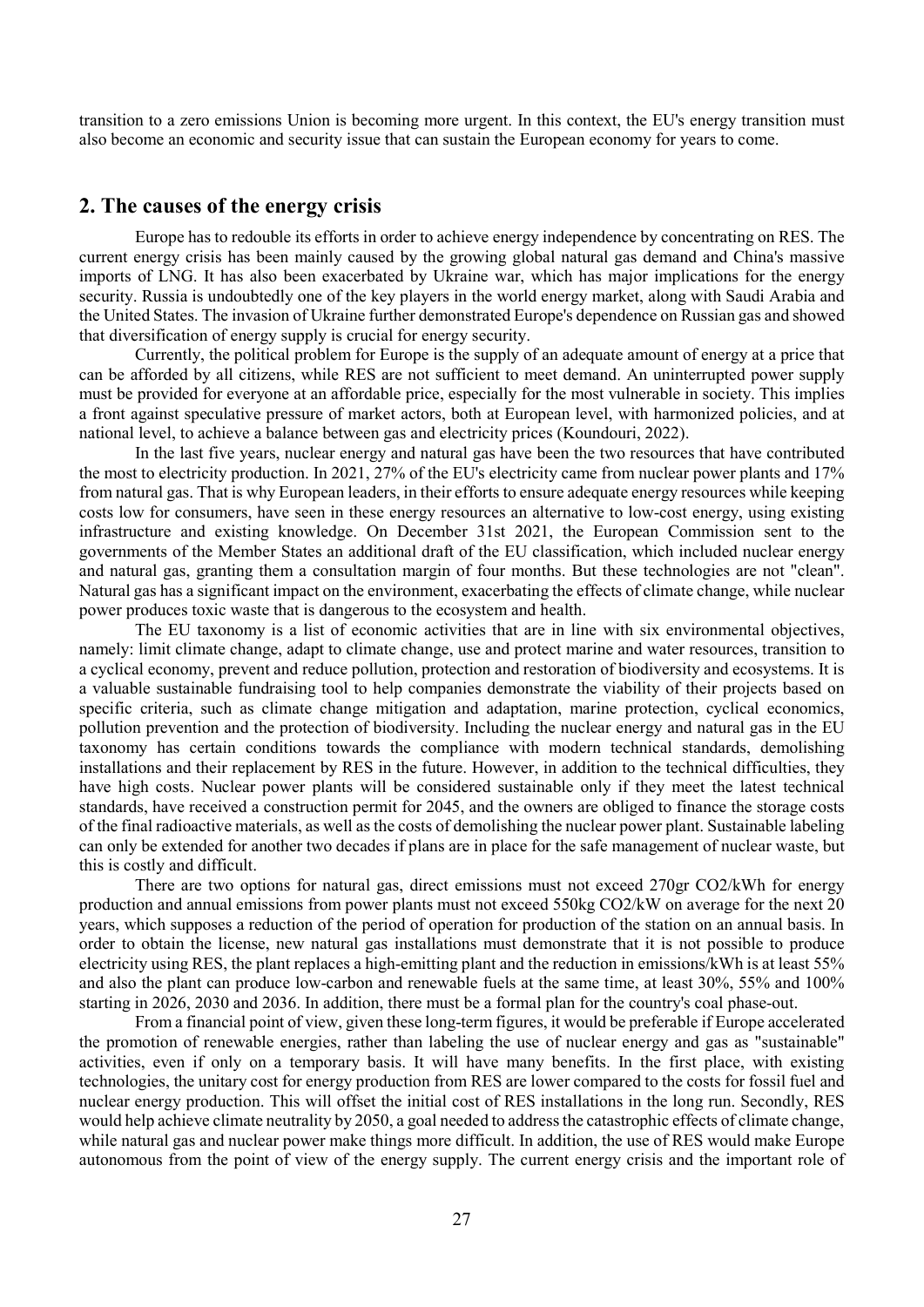transition to a zero emissions Union is becoming more urgent. In this context, the EU's energy transition must also become an economic and security issue that can sustain the European economy for years to come.

## 2. The causes of the energy crisis

Europe has to redouble its efforts in order to achieve energy independence by concentrating on RES. The current energy crisis has been mainly caused by the growing global natural gas demand and China's massive imports of LNG. It has also been exacerbated by Ukraine war, which has major implications for the energy security. Russia is undoubtedly one of the key players in the world energy market, along with Saudi Arabia and the United States. The invasion of Ukraine further demonstrated Europe's dependence on Russian gas and showed that diversification of energy supply is crucial for energy security.

Currently, the political problem for Europe is the supply of an adequate amount of energy at a price that can be afforded by all citizens, while RES are not sufficient to meet demand. An uninterrupted power supply must be provided for everyone at an affordable price, especially for the most vulnerable in society. This implies a front against speculative pressure of market actors, both at European level, with harmonized policies, and at national level, to achieve a balance between gas and electricity prices (Koundouri, 2022).

In the last five years, nuclear energy and natural gas have been the two resources that have contributed the most to electricity production. In 2021, 27% of the EU's electricity came from nuclear power plants and 17% from natural gas. That is why European leaders, in their efforts to ensure adequate energy resources while keeping costs low for consumers, have seen in these energy resources an alternative to low-cost energy, using existing infrastructure and existing knowledge. On December 31st 2021, the European Commission sent to the governments of the Member States an additional draft of the EU classification, which included nuclear energy and natural gas, granting them a consultation margin of four months. But these technologies are not "clean". Natural gas has a significant impact on the environment, exacerbating the effects of climate change, while nuclear power produces toxic waste that is dangerous to the ecosystem and health.

The EU taxonomy is a list of economic activities that are in line with six environmental objectives, namely: limit climate change, adapt to climate change, use and protect marine and water resources, transition to a cyclical economy, prevent and reduce pollution, protection and restoration of biodiversity and ecosystems. It is a valuable sustainable fundraising tool to help companies demonstrate the viability of their projects based on specific criteria, such as climate change mitigation and adaptation, marine protection, cyclical economics, pollution prevention and the protection of biodiversity. Including the nuclear energy and natural gas in the EU taxonomy has certain conditions towards the compliance with modern technical standards, demolishing installations and their replacement by RES in the future. However, in addition to the technical difficulties, they have high costs. Nuclear power plants will be considered sustainable only if they meet the latest technical standards, have received a construction permit for 2045, and the owners are obliged to finance the storage costs of the final radioactive materials, as well as the costs of demolishing the nuclear power plant. Sustainable labeling can only be extended for another two decades if plans are in place for the safe management of nuclear waste, but this is costly and difficult.

There are two options for natural gas, direct emissions must not exceed 270gr $CO_2$/kWh for energy production and annual emissions from power plants must not exceed 550kg $CO_2$/kW on average for the next 20 years, which supposes a reduction of the period of operation for production of the station on an annual basis. In order to obtain the license, new natural gas installations must demonstrate that it is not possible to produce electricity using RES, the plant replaces a high-emitting plant and the reduction in emissions/kWh is at least 55% and also the plant can produce low-carbon and renewable fuels at the same time, at least 30%, 55% and 100% starting in 2026, 2030 and 2036. In addition, there must be a formal plan for the country's coal phase-out.

From a financial point of view, given these long-term figures, it would be preferable if Europe accelerated the promotion of renewable energies, rather than labeling the use of nuclear energy and gas as "sustainable" activities, even if only on a temporary basis. It will have many benefits. In the first place, with existing technologies, the unitary cost for energy production from RES are lower compared to the costs for fossil fuel and nuclear energy production. This will offset the initial cost of RES installations in the long run. Secondly, RES would help achieve climate neutrality by 2050, a goal needed to address the catastrophic effects of climate change, while natural gas and nuclear power make things more difficult. In addition, the use of RES would make Europe autonomous from the point of view of the energy supply. The current energy crisis and the important role of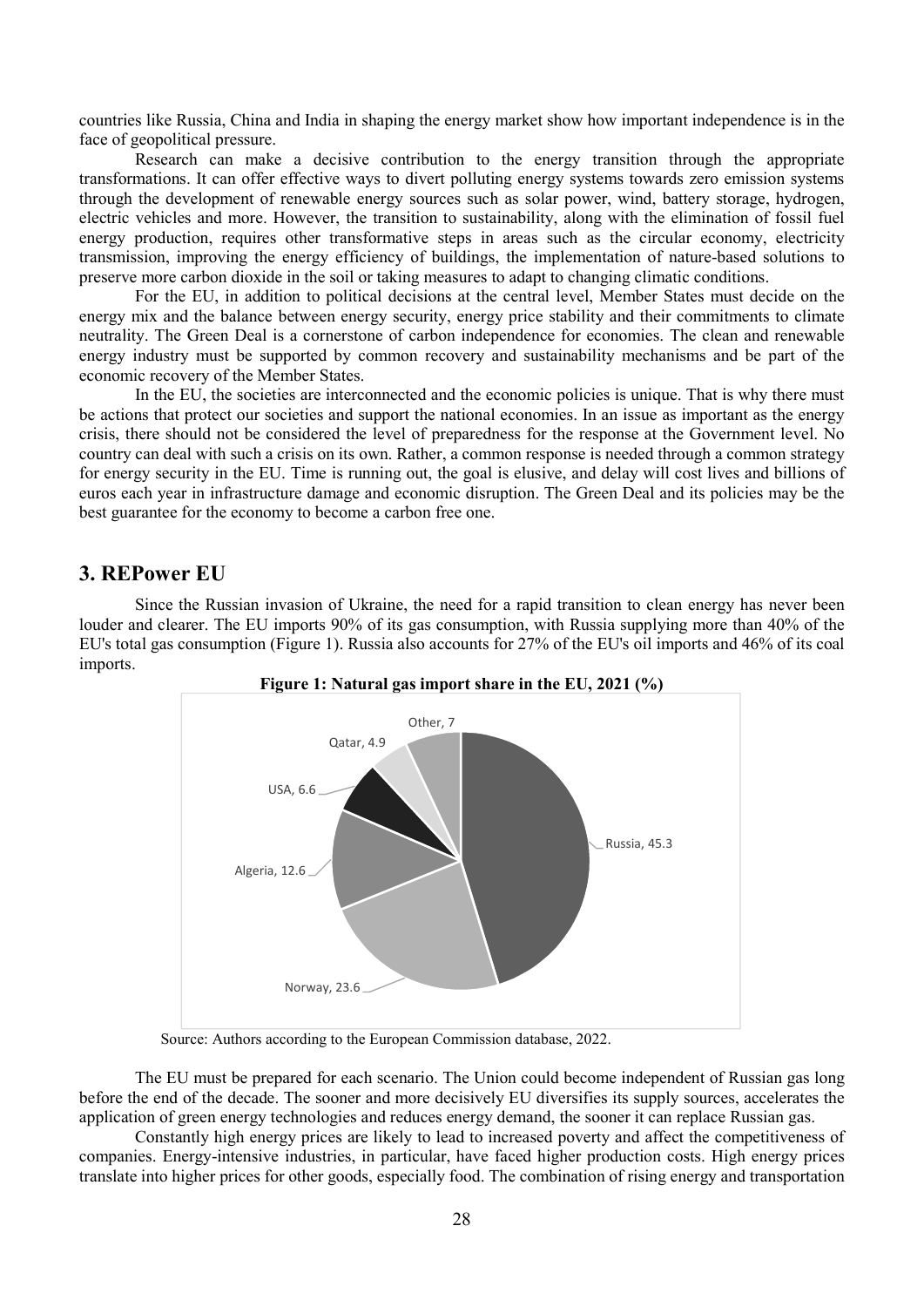countries like Russia, China and India in shaping the energy market show how important independence is in the face of geopolitical pressure.

Research can make a decisive contribution to the energy transition through the appropriate transformations. It can offer effective ways to divert polluting energy systems towards zero emission systems through the development of renewable energy sources such as solar power, wind, battery storage, hydrogen, electric vehicles and more. However, the transition to sustainability, along with the elimination of fossil fuel energy production, requires other transformative steps in areas such as the circular economy, electricity transmission, improving the energy efficiency of buildings, the implementation of nature-based solutions to preserve more carbon dioxide in the soil or taking measures to adapt to changing climatic conditions.

For the EU, in addition to political decisions at the central level, Member States must decide on the energy mix and the balance between energy security, energy price stability and their commitments to climate neutrality. The Green Deal is a cornerstone of carbon independence for economies. The clean and renewable energy industry must be supported by common recovery and sustainability mechanisms and be part of the economic recovery of the Member States.

In the EU, the societies are interconnected and the economic policies is unique. That is why there must be actions that protect our societies and support the national economies. In an issue as important as the energy crisis, there should not be considered the level of preparedness for the response at the Government level. No country can deal with such a crisis on its own. Rather, a common response is needed through a common strategy for energy security in the EU. Time is running out, the goal is elusive, and delay will cost lives and billions of euros each year in infrastructure damage and economic disruption. The Green Deal and its policies may be the best guarantee for the economy to become a carbon free one.

## 3. REPower EU

Since the Russian invasion of Ukraine, the need for a rapid transition to clean energy has never been louder and clearer. The EU imports 90% of its gas consumption, with Russia supplying more than 40% of the EU's total gas consumption (Figure 1). Russia also accounts for 27% of the EU's oil imports and 46% of its coal imports.

**Figure 1: Natural gas import share in the EU, 2021 (%)**

| Country | Share (%) |
|---|---|
| Russia | 45.3 |
| Norway | 23.6 |
| Algeria | 12.6 |
| USA | 6.6 |
| Qatar | 4.9 |
| Other | 7 |

Source: Authors according to the European Commission database, 2022.

The EU must be prepared for each scenario. The Union could become independent of Russian gas long before the end of the decade. The sooner and more decisively EU diversifies its supply sources, accelerates the application of green energy technologies and reduces energy demand, the sooner it can replace Russian gas.

Constantly high energy prices are likely to lead to increased poverty and affect the competitiveness of companies. Energy-intensive industries, in particular, have faced higher production costs. High energy prices translate into higher prices for other goods, especially food. The combination of rising energy and transportation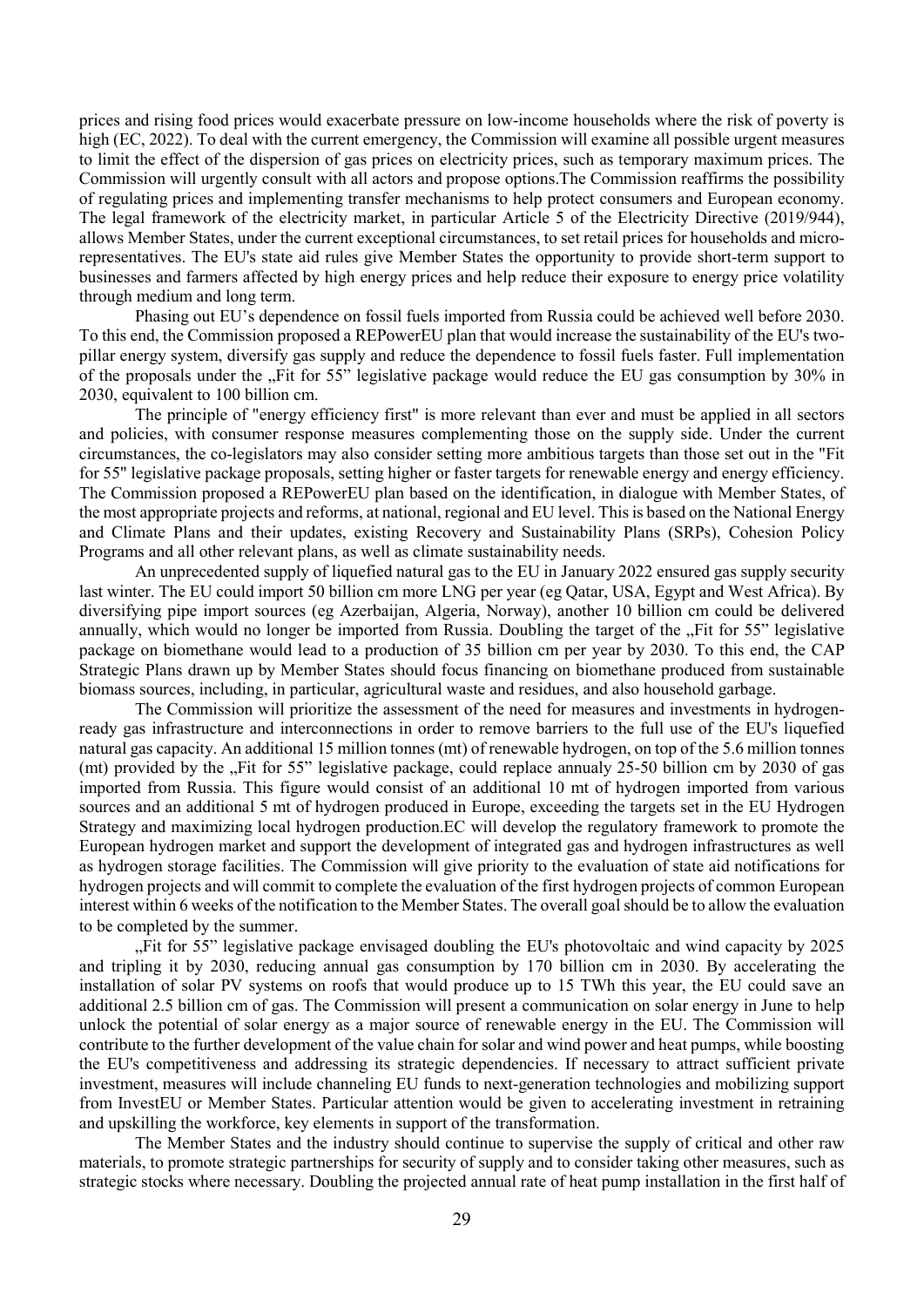prices and rising food prices would exacerbate pressure on low-income households where the risk of poverty is high (EC, 2022). To deal with the current emergency, the Commission will examine all possible urgent measures to limit the effect of the dispersion of gas prices on electricity prices, such as temporary maximum prices. The Commission will urgently consult with all actors and propose options.The Commission reaffirms the possibility of regulating prices and implementing transfer mechanisms to help protect consumers and European economy. The legal framework of the electricity market, in particular Article 5 of the Electricity Directive (2019/944), allows Member States, under the current exceptional circumstances, to set retail prices for households and micro-representatives. The EU's state aid rules give Member States the opportunity to provide short-term support to businesses and farmers affected by high energy prices and help reduce their exposure to energy price volatility through medium and long term.

Phasing out EU's dependence on fossil fuels imported from Russia could be achieved well before 2030. To this end, the Commission proposed a REPowerEU plan that would increase the sustainability of the EU's two-pillar energy system, diversify gas supply and reduce the dependence to fossil fuels faster. Full implementation of the proposals under the „Fit for 55" legislative package would reduce the EU gas consumption by 30% in 2030, equivalent to 100 billion cm.

The principle of "energy efficiency first" is more relevant than ever and must be applied in all sectors and policies, with consumer response measures complementing those on the supply side. Under the current circumstances, the co-legislators may also consider setting more ambitious targets than those set out in the "Fit for 55" legislative package proposals, setting higher or faster targets for renewable energy and energy efficiency. The Commission proposed a REPowerEU plan based on the identification, in dialogue with Member States, of the most appropriate projects and reforms, at national, regional and EU level. This is based on the National Energy and Climate Plans and their updates, existing Recovery and Sustainability Plans (SRPs), Cohesion Policy Programs and all other relevant plans, as well as climate sustainability needs.

An unprecedented supply of liquefied natural gas to the EU in January 2022 ensured gas supply security last winter. The EU could import 50 billion cm more LNG per year (eg Qatar, USA, Egypt and West Africa). By diversifying pipe import sources (eg Azerbaijan, Algeria, Norway), another 10 billion cm could be delivered annually, which would no longer be imported from Russia. Doubling the target of the „Fit for 55" legislative package on biomethane would lead to a production of 35 billion cm per year by 2030. To this end, the CAP Strategic Plans drawn up by Member States should focus financing on biomethane produced from sustainable biomass sources, including, in particular, agricultural waste and residues, and also household garbage.

The Commission will prioritize the assessment of the need for measures and investments in hydrogen-ready gas infrastructure and interconnections in order to remove barriers to the full use of the EU's liquefied natural gas capacity. An additional 15 million tonnes (mt) of renewable hydrogen, on top of the 5.6 million tonnes (mt) provided by the „Fit for 55" legislative package, could replace annualy 25-50 billion cm by 2030 of gas imported from Russia. This figure would consist of an additional 10 mt of hydrogen imported from various sources and an additional 5 mt of hydrogen produced in Europe, exceeding the targets set in the EU Hydrogen Strategy and maximizing local hydrogen production.EC will develop the regulatory framework to promote the European hydrogen market and support the development of integrated gas and hydrogen infrastructures as well as hydrogen storage facilities. The Commission will give priority to the evaluation of state aid notifications for hydrogen projects and will commit to complete the evaluation of the first hydrogen projects of common European interest within 6 weeks of the notification to the Member States. The overall goal should be to allow the evaluation to be completed by the summer.

„Fit for 55" legislative package envisaged doubling the EU's photovoltaic and wind capacity by 2025 and tripling it by 2030, reducing annual gas consumption by 170 billion cm in 2030. By accelerating the installation of solar PV systems on roofs that would produce up to 15 TWh this year, the EU could save an additional 2.5 billion cm of gas. The Commission will present a communication on solar energy in June to help unlock the potential of solar energy as a major source of renewable energy in the EU. The Commission will contribute to the further development of the value chain for solar and wind power and heat pumps, while boosting the EU's competitiveness and addressing its strategic dependencies. If necessary to attract sufficient private investment, measures will include channeling EU funds to next-generation technologies and mobilizing support from InvestEU or Member States. Particular attention would be given to accelerating investment in retraining and upskilling the workforce, key elements in support of the transformation.

The Member States and the industry should continue to supervise the supply of critical and other raw materials, to promote strategic partnerships for security of supply and to consider taking other measures, such as strategic stocks where necessary. Doubling the projected annual rate of heat pump installation in the first half of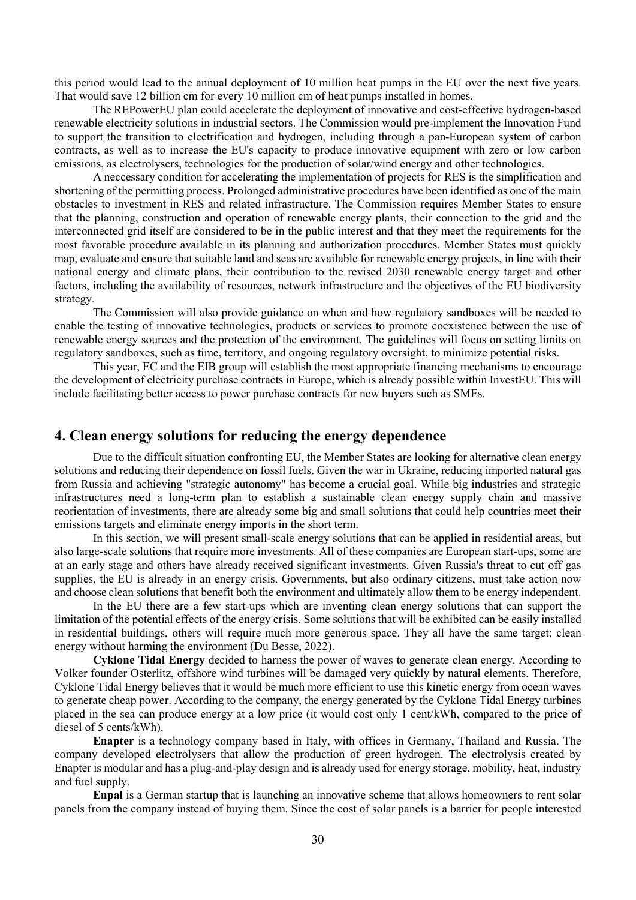this period would lead to the annual deployment of 10 million heat pumps in the EU over the next five years. That would save 12 billion cm for every 10 million cm of heat pumps installed in homes.

The REPowerEU plan could accelerate the deployment of innovative and cost-effective hydrogen-based renewable electricity solutions in industrial sectors. The Commission would pre-implement the Innovation Fund to support the transition to electrification and hydrogen, including through a pan-European system of carbon contracts, as well as to increase the EU's capacity to produce innovative equipment with zero or low carbon emissions, as electrolysers, technologies for the production of solar/wind energy and other technologies.

A neccessary condition for accelerating the implementation of projects for RES is the simplification and shortening of the permitting process. Prolonged administrative procedures have been identified as one of the main obstacles to investment in RES and related infrastructure. The Commission requires Member States to ensure that the planning, construction and operation of renewable energy plants, their connection to the grid and the interconnected grid itself are considered to be in the public interest and that they meet the requirements for the most favorable procedure available in its planning and authorization procedures. Member States must quickly map, evaluate and ensure that suitable land and seas are available for renewable energy projects, in line with their national energy and climate plans, their contribution to the revised 2030 renewable energy target and other factors, including the availability of resources, network infrastructure and the objectives of the EU biodiversity strategy.

The Commission will also provide guidance on when and how regulatory sandboxes will be needed to enable the testing of innovative technologies, products or services to promote coexistence between the use of renewable energy sources and the protection of the environment. The guidelines will focus on setting limits on regulatory sandboxes, such as time, territory, and ongoing regulatory oversight, to minimize potential risks.

This year, EC and the EIB group will establish the most appropriate financing mechanisms to encourage the development of electricity purchase contracts in Europe, which is already possible within InvestEU. This will include facilitating better access to power purchase contracts for new buyers such as SMEs.

## 4. Clean energy solutions for reducing the energy dependence

Due to the difficult situation confronting EU, the Member States are looking for alternative clean energy solutions and reducing their dependence on fossil fuels. Given the war in Ukraine, reducing imported natural gas from Russia and achieving "strategic autonomy" has become a crucial goal. While big industries and strategic infrastructures need a long-term plan to establish a sustainable clean energy supply chain and massive reorientation of investments, there are already some big and small solutions that could help countries meet their emissions targets and eliminate energy imports in the short term.

In this section, we will present small-scale energy solutions that can be applied in residential areas, but also large-scale solutions that require more investments. All of these companies are European start-ups, some are at an early stage and others have already received significant investments. Given Russia's threat to cut off gas supplies, the EU is already in an energy crisis. Governments, but also ordinary citizens, must take action now and choose clean solutions that benefit both the environment and ultimately allow them to be energy independent.

In the EU there are a few start-ups which are inventing clean energy solutions that can support the limitation of the potential effects of the energy crisis. Some solutions that will be exhibited can be easily installed in residential buildings, others will require much more generous space. They all have the same target: clean energy without harming the environment (Du Besse, 2022).

**Cyklone Tidal Energy** decided to harness the power of waves to generate clean energy. According to Volker founder Osterlitz, offshore wind turbines will be damaged very quickly by natural elements. Therefore, Cyklone Tidal Energy believes that it would be much more efficient to use this kinetic energy from ocean waves to generate cheap power. According to the company, the energy generated by the Cyklone Tidal Energy turbines placed in the sea can produce energy at a low price (it would cost only 1 cent/kWh, compared to the price of diesel of 5 cents/kWh).

**Enapter** is a technology company based in Italy, with offices in Germany, Thailand and Russia. The company developed electrolysers that allow the production of green hydrogen. The electrolysis created by Enapter is modular and has a plug-and-play design and is already used for energy storage, mobility, heat, industry and fuel supply.

**Enpal** is a German startup that is launching an innovative scheme that allows homeowners to rent solar panels from the company instead of buying them. Since the cost of solar panels is a barrier for people interested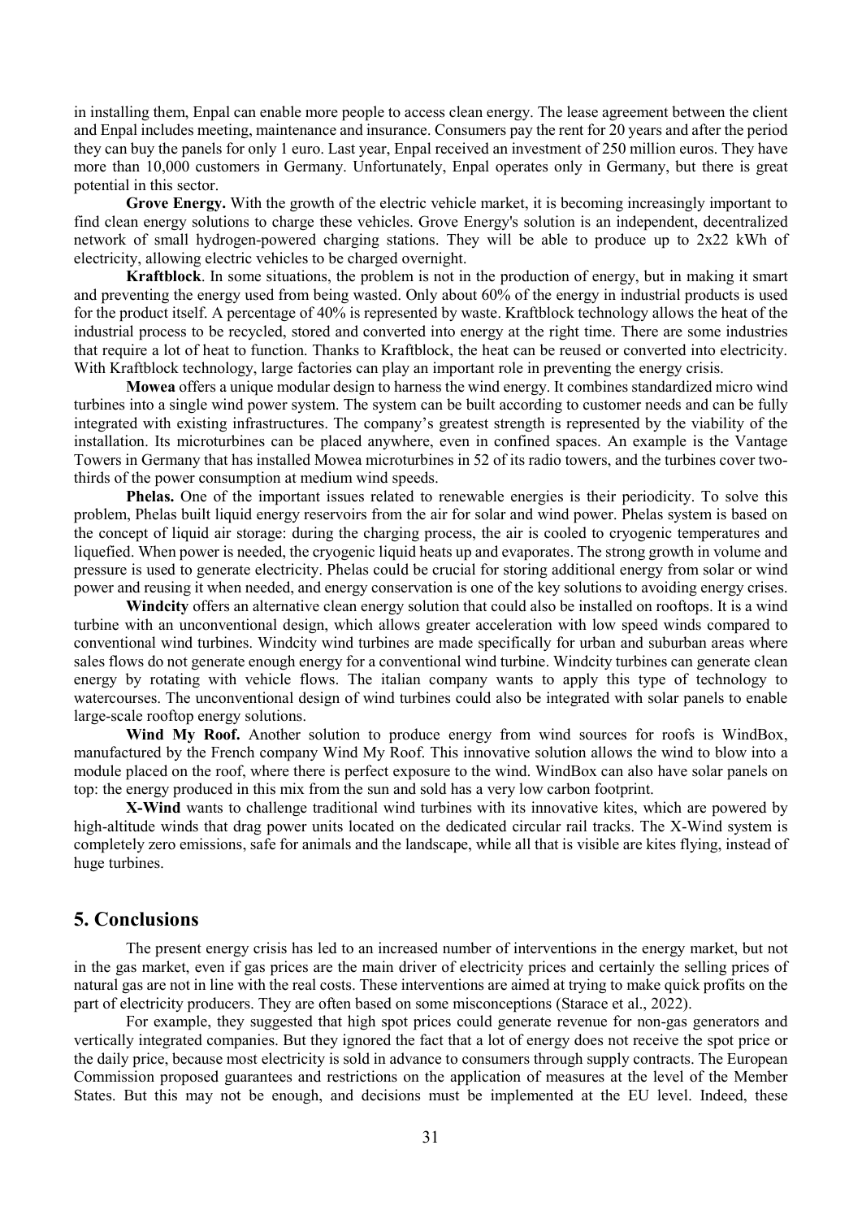in installing them, Enpal can enable more people to access clean energy. The lease agreement between the client and Enpal includes meeting, maintenance and insurance. Consumers pay the rent for 20 years and after the period they can buy the panels for only 1 euro. Last year, Enpal received an investment of 250 million euros. They have more than 10,000 customers in Germany. Unfortunately, Enpal operates only in Germany, but there is great potential in this sector.

**Grove Energy.** With the growth of the electric vehicle market, it is becoming increasingly important to find clean energy solutions to charge these vehicles. Grove Energy's solution is an independent, decentralized network of small hydrogen-powered charging stations. They will be able to produce up to 2x22 kWh of electricity, allowing electric vehicles to be charged overnight.

**Kraftblock**. In some situations, the problem is not in the production of energy, but in making it smart and preventing the energy used from being wasted. Only about 60% of the energy in industrial products is used for the product itself. A percentage of 40% is represented by waste. Kraftblock technology allows the heat of the industrial process to be recycled, stored and converted into energy at the right time. There are some industries that require a lot of heat to function. Thanks to Kraftblock, the heat can be reused or converted into electricity. With Kraftblock technology, large factories can play an important role in preventing the energy crisis.

**Mowea** offers a unique modular design to harness the wind energy. It combines standardized micro wind turbines into a single wind power system. The system can be built according to customer needs and can be fully integrated with existing infrastructures. The company's greatest strength is represented by the viability of the installation. Its microturbines can be placed anywhere, even in confined spaces. An example is the Vantage Towers in Germany that has installed Mowea microturbines in 52 of its radio towers, and the turbines cover two-thirds of the power consumption at medium wind speeds.

**Phelas.** One of the important issues related to renewable energies is their periodicity. To solve this problem, Phelas built liquid energy reservoirs from the air for solar and wind power. Phelas system is based on the concept of liquid air storage: during the charging process, the air is cooled to cryogenic temperatures and liquefied. When power is needed, the cryogenic liquid heats up and evaporates. The strong growth in volume and pressure is used to generate electricity. Phelas could be crucial for storing additional energy from solar or wind power and reusing it when needed, and energy conservation is one of the key solutions to avoiding energy crises.

**Windcity** offers an alternative clean energy solution that could also be installed on rooftops. It is a wind turbine with an unconventional design, which allows greater acceleration with low speed winds compared to conventional wind turbines. Windcity wind turbines are made specifically for urban and suburban areas where sales flows do not generate enough energy for a conventional wind turbine. Windcity turbines can generate clean energy by rotating with vehicle flows. The italian company wants to apply this type of technology to watercourses. The unconventional design of wind turbines could also be integrated with solar panels to enable large-scale rooftop energy solutions.

**Wind My Roof.** Another solution to produce energy from wind sources for roofs is WindBox, manufactured by the French company Wind My Roof. This innovative solution allows the wind to blow into a module placed on the roof, where there is perfect exposure to the wind. WindBox can also have solar panels on top: the energy produced in this mix from the sun and sold has a very low carbon footprint.

**X-Wind** wants to challenge traditional wind turbines with its innovative kites, which are powered by high-altitude winds that drag power units located on the dedicated circular rail tracks. The X-Wind system is completely zero emissions, safe for animals and the landscape, while all that is visible are kites flying, instead of huge turbines.

## 5. Conclusions

The present energy crisis has led to an increased number of interventions in the energy market, but not in the gas market, even if gas prices are the main driver of electricity prices and certainly the selling prices of natural gas are not in line with the real costs. These interventions are aimed at trying to make quick profits on the part of electricity producers. They are often based on some misconceptions (Starace et al., 2022).

For example, they suggested that high spot prices could generate revenue for non-gas generators and vertically integrated companies. But they ignored the fact that a lot of energy does not receive the spot price or the daily price, because most electricity is sold in advance to consumers through supply contracts. The European Commission proposed guarantees and restrictions on the application of measures at the level of the Member States. But this may not be enough, and decisions must be implemented at the EU level. Indeed, these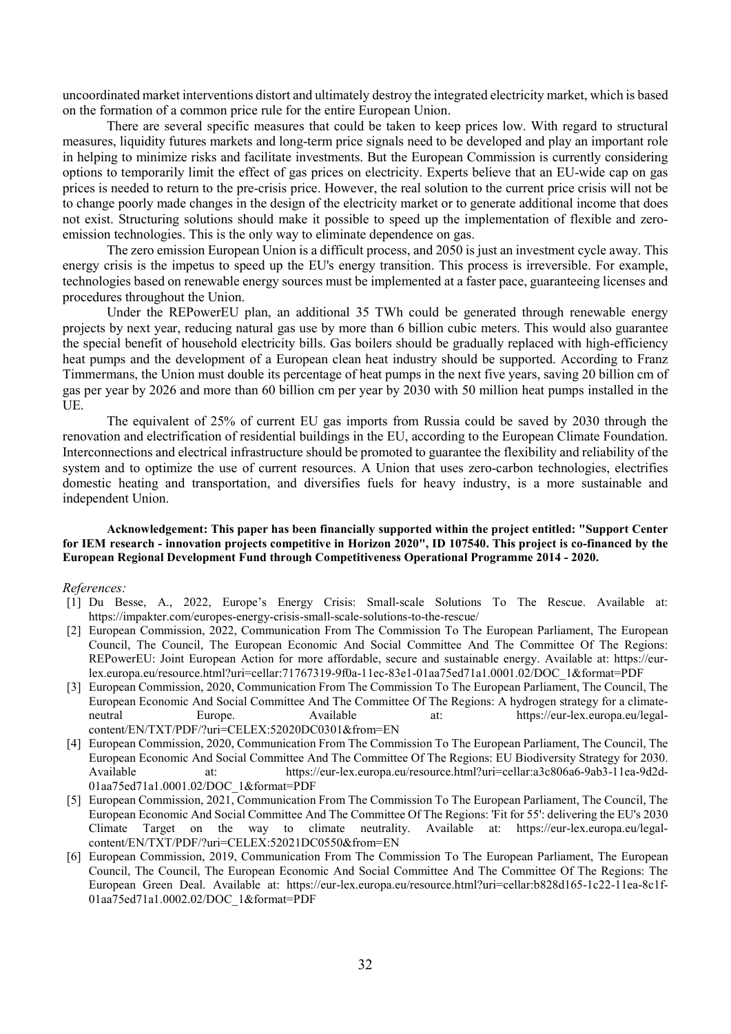uncoordinated market interventions distort and ultimately destroy the integrated electricity market, which is based on the formation of a common price rule for the entire European Union.

There are several specific measures that could be taken to keep prices low. With regard to structural measures, liquidity futures markets and long-term price signals need to be developed and play an important role in helping to minimize risks and facilitate investments. But the European Commission is currently considering options to temporarily limit the effect of gas prices on electricity. Experts believe that an EU-wide cap on gas prices is needed to return to the pre-crisis price. However, the real solution to the current price crisis will not be to change poorly made changes in the design of the electricity market or to generate additional income that does not exist. Structuring solutions should make it possible to speed up the implementation of flexible and zero-emission technologies. This is the only way to eliminate dependence on gas.

The zero emission European Union is a difficult process, and 2050 is just an investment cycle away. This energy crisis is the impetus to speed up the EU's energy transition. This process is irreversible. For example, technologies based on renewable energy sources must be implemented at a faster pace, guaranteeing licenses and procedures throughout the Union.

Under the REPowerEU plan, an additional 35 TWh could be generated through renewable energy projects by next year, reducing natural gas use by more than 6 billion cubic meters. This would also guarantee the special benefit of household electricity bills. Gas boilers should be gradually replaced with high-efficiency heat pumps and the development of a European clean heat industry should be supported. According to Franz Timmermans, the Union must double its percentage of heat pumps in the next five years, saving 20 billion cm of gas per year by 2026 and more than 60 billion cm per year by 2030 with 50 million heat pumps installed in the UE.

The equivalent of 25% of current EU gas imports from Russia could be saved by 2030 through the renovation and electrification of residential buildings in the EU, according to the European Climate Foundation. Interconnections and electrical infrastructure should be promoted to guarantee the flexibility and reliability of the system and to optimize the use of current resources. A Union that uses zero-carbon technologies, electrifies domestic heating and transportation, and diversifies fuels for heavy industry, is a more sustainable and independent Union.

**Acknowledgement: This paper has been financially supported within the project entitled: "Support Center for IEM research - innovation projects competitive in Horizon 2020", ID 107540. This project is co-financed by the European Regional Development Fund through Competitiveness Operational Programme 2014 - 2020.**

*References:*

[1] Du Besse, A., 2022, Europe's Energy Crisis: Small-scale Solutions To The Rescue. Available at: https://impakter.com/europes-energy-crisis-small-scale-solutions-to-the-rescue/

[2] European Commission, 2022, Communication From The Commission To The European Parliament, The European Council, The Council, The European Economic And Social Committee And The Committee Of The Regions: REPowerEU: Joint European Action for more affordable, secure and sustainable energy. Available at: https://eur-lex.europa.eu/resource.html?uri=cellar:71767319-9f0a-11ec-83e1-01aa75ed71a1.0001.02/DOC_1&format=PDF

[3] European Commission, 2020, Communication From The Commission To The European Parliament, The Council, The European Economic And Social Committee And The Committee Of The Regions: A hydrogen strategy for a climate-neutral Europe. Available at: https://eur-lex.europa.eu/legal-content/EN/TXT/PDF/?uri=CELEX:52020DC0301&from=EN

[4] European Commission, 2020, Communication From The Commission To The European Parliament, The Council, The European Economic And Social Committee And The Committee Of The Regions: EU Biodiversity Strategy for 2030. Available at: https://eur-lex.europa.eu/resource.html?uri=cellar:a3c806a6-9ab3-11ea-9d2d-01aa75ed71a1.0001.02/DOC_1&format=PDF

[5] European Commission, 2021, Communication From The Commission To The European Parliament, The Council, The European Economic And Social Committee And The Committee Of The Regions: 'Fit for 55': delivering the EU's 2030 Climate Target on the way to climate neutrality. Available at: https://eur-lex.europa.eu/legal-content/EN/TXT/PDF/?uri=CELEX:52021DC0550&from=EN

[6] European Commission, 2019, Communication From The Commission To The European Parliament, The European Council, The Council, The European Economic And Social Committee And The Committee Of The Regions: The European Green Deal. Available at: https://eur-lex.europa.eu/resource.html?uri=cellar:b828d165-1c22-11ea-8c1f-01aa75ed71a1.0002.02/DOC_1&format=PDF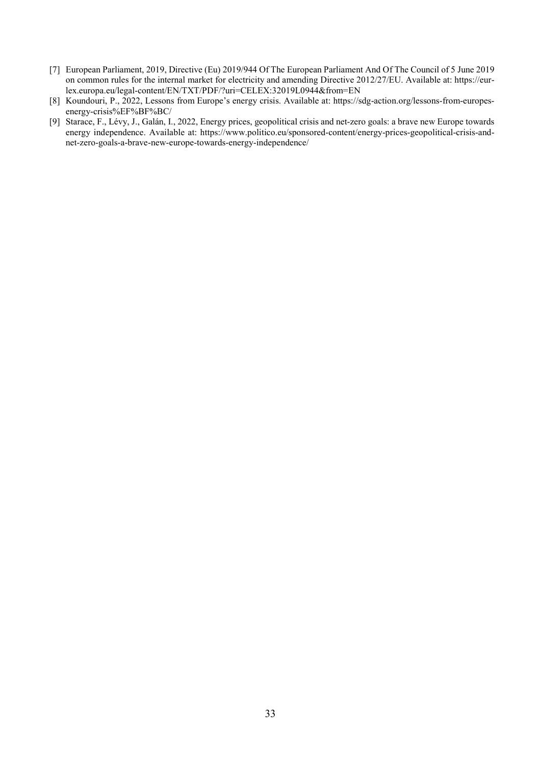[7] European Parliament, 2019, Directive (Eu) 2019/944 Of The European Parliament And Of The Council of 5 June 2019 on common rules for the internal market for electricity and amending Directive 2012/27/EU. Available at: https://eur-lex.europa.eu/legal-content/EN/TXT/PDF/?uri=CELEX:32019L0944&from=EN

[8] Koundouri, P., 2022, Lessons from Europe's energy crisis. Available at: https://sdg-action.org/lessons-from-europes-energy-crisis%EF%BF%BC/

[9] Starace, F., Lévy, J., Galán, I., 2022, Energy prices, geopolitical crisis and net-zero goals: a brave new Europe towards energy independence. Available at: https://www.politico.eu/sponsored-content/energy-prices-geopolitical-crisis-and-net-zero-goals-a-brave-new-europe-towards-energy-independence/